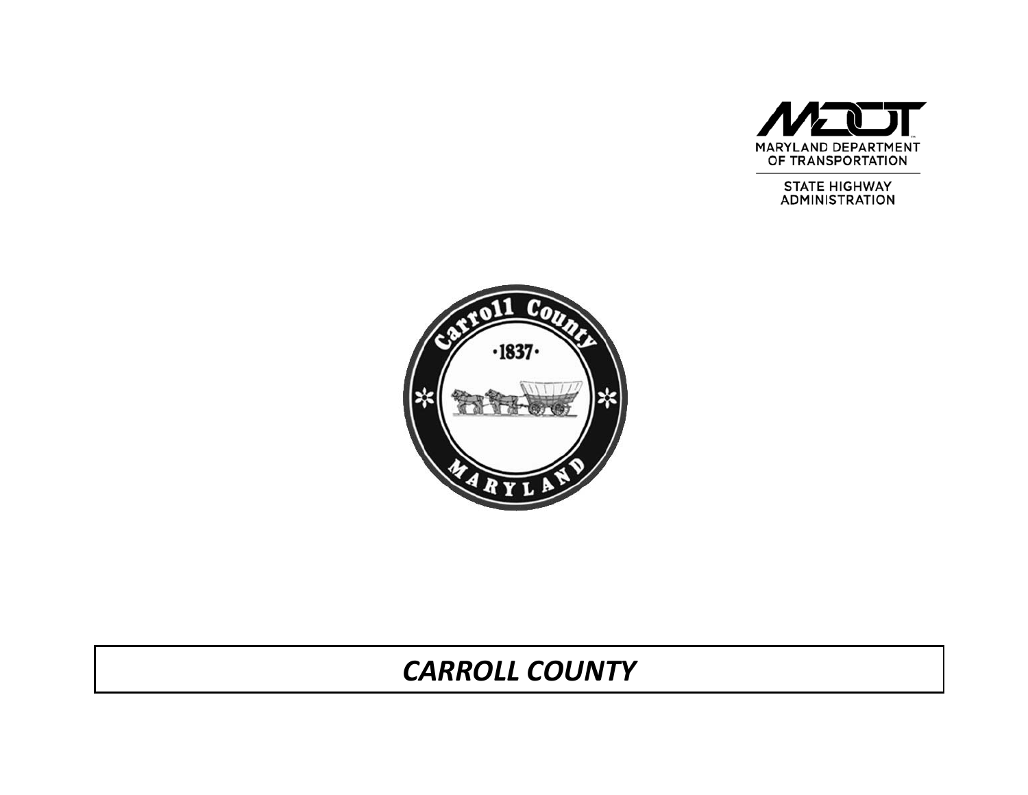MARYLAND DEPARTMENT OF TRANSPORTATION

STATE HIGHWAY ADMINISTRATION

Carroll County
·1837·
MARYLAND

# *CARROLL COUNTY*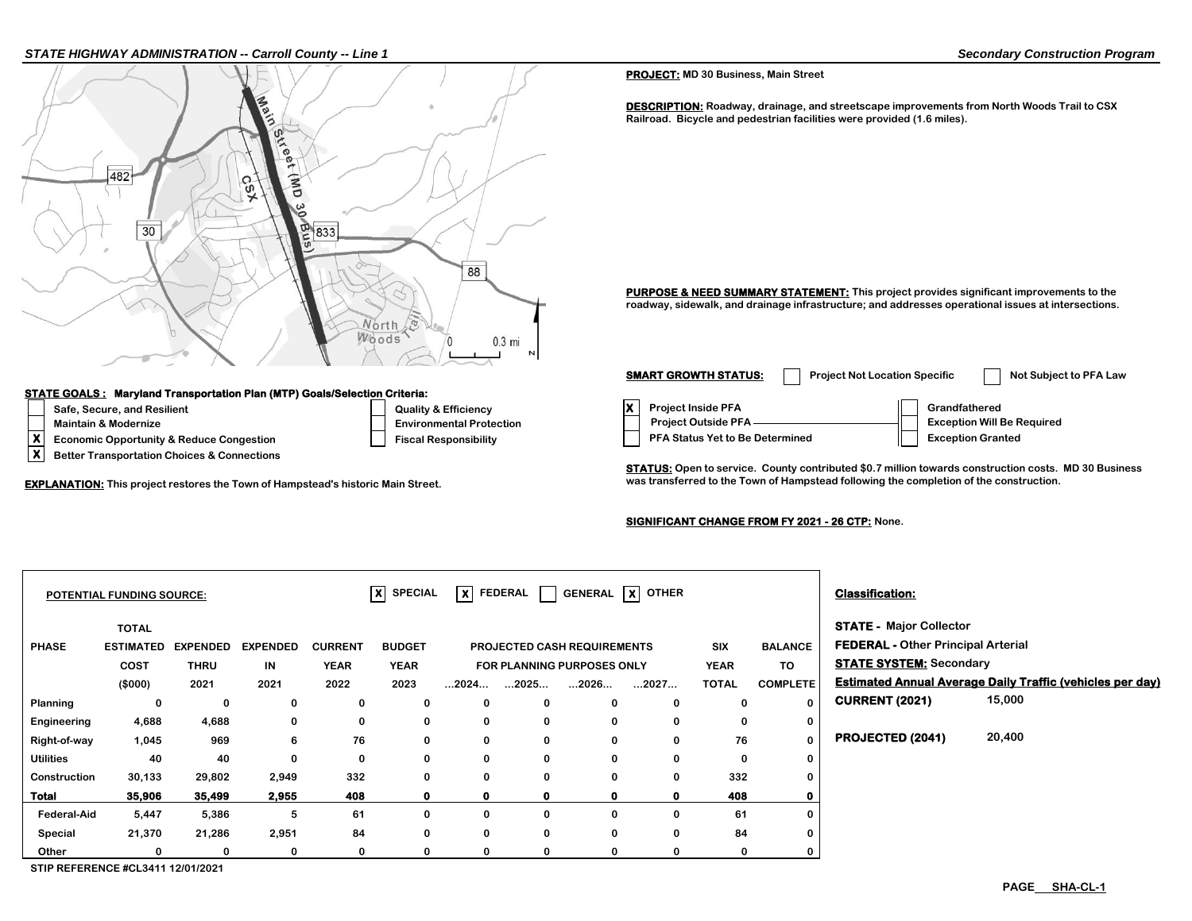**PROJECT:** MD 30 Business, Main Street

**DESCRIPTION:** Roadway, drainage, and streetscape improvements from North Woods Trail to CSX Railroad. Bicycle and pedestrian facilities were provided (1.6 miles).

**PURPOSE & NEED SUMMARY STATEMENT:** This project provides significant improvements to the roadway, sidewalk, and drainage infrastructure; and addresses operational issues at intersections.

**SMART GROWTH STATUS:**

- [ ] Project Not Location Specific
- [ ] Not Subject to PFA Law
- [x] Project Inside PFA
- [ ] Project Outside PFA
- [ ] PFA Status Yet to Be Determined
- [ ] Grandfathered
- [ ] Exception Will Be Required
- [ ] Exception Granted

**STATE GOALS : Maryland Transportation Plan (MTP) Goals/Selection Criteria:**

- [ ] Safe, Secure, and Resilient
- [ ] Maintain & Modernize
- [x] Economic Opportunity & Reduce Congestion
- [x] Better Transportation Choices & Connections
- [ ] Quality & Efficiency
- [ ] Environmental Protection
- [ ] Fiscal Responsibility

**EXPLANATION:** This project restores the Town of Hampstead's historic Main Street.

**STATUS:** Open to service. County contributed $0.7 million towards construction costs. MD 30 Business was transferred to the Town of Hampstead following the completion of the construction.

**SIGNIFICANT CHANGE FROM FY 2021 - 26 CTP:** None.

**POTENTIAL FUNDING SOURCE:** [X] SPECIAL [X] FEDERAL [ ] GENERAL [X] OTHER

| PHASE | TOTAL ESTIMATED COST ($000) | EXPENDED THRU 2021 | EXPENDED IN 2021 | CURRENT YEAR 2022 | BUDGET YEAR 2023 | PROJECTED CASH REQUIREMENTS FOR PLANNING PURPOSES ONLY ...2024... | ...2025... | ...2026... | ...2027... | SIX YEAR TOTAL | BALANCE TO COMPLETE |
|---|---|---|---|---|---|---|---|---|---|---|---|
| Planning | 0 | 0 | 0 | 0 | 0 | 0 | 0 | 0 | 0 | 0 | 0 |
| Engineering | 4,688 | 4,688 | 0 | 0 | 0 | 0 | 0 | 0 | 0 | 0 | 0 |
| Right-of-way | 1,045 | 969 | 6 | 76 | 0 | 0 | 0 | 0 | 0 | 76 | 0 |
| Utilities | 40 | 40 | 0 | 0 | 0 | 0 | 0 | 0 | 0 | 0 | 0 |
| Construction | 30,133 | 29,802 | 2,949 | 332 | 0 | 0 | 0 | 0 | 0 | 332 | 0 |
| **Total** | **35,906** | **35,499** | **2,955** | **408** | **0** | **0** | **0** | **0** | **0** | **408** | **0** |
| Federal-Aid | 5,447 | 5,386 | 5 | 61 | 0 | 0 | 0 | 0 | 0 | 61 | 0 |
| Special | 21,370 | 21,286 | 2,951 | 84 | 0 | 0 | 0 | 0 | 0 | 84 | 0 |
| Other | 0 | 0 | 0 | 0 | 0 | 0 | 0 | 0 | 0 | 0 | 0 |

STIP REFERENCE #CL3411 12/01/2021

**Classification:**

**STATE -** Major Collector

**FEDERAL -** Other Principal Arterial

**STATE SYSTEM:** Secondary

**Estimated Annual Average Daily Traffic (vehicles per day)**

**CURRENT (2021)** 15,000

**PROJECTED (2041)** 20,400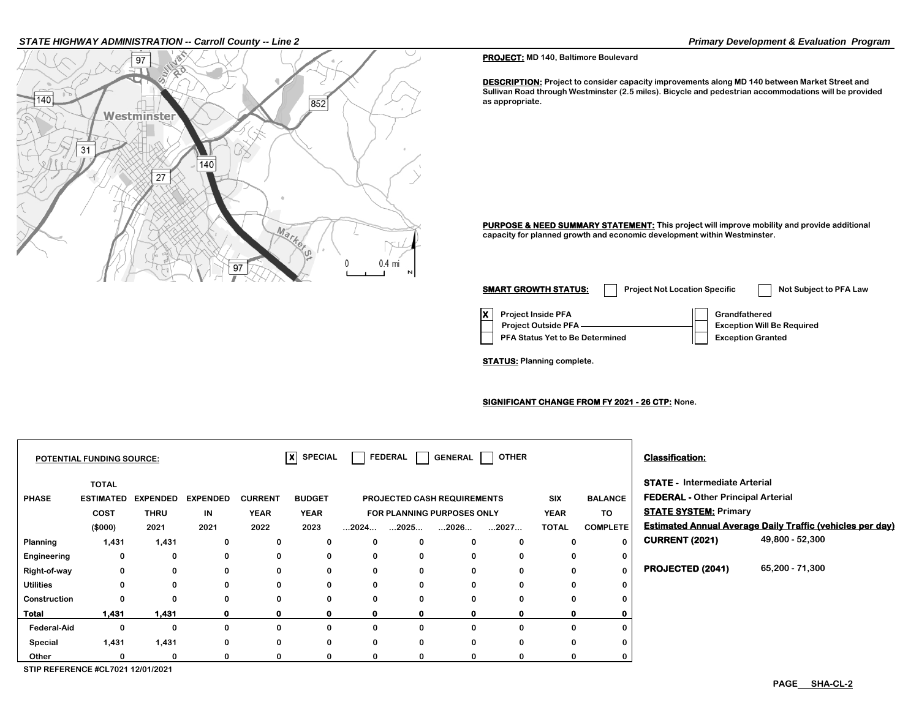**PROJECT:** MD 140, Baltimore Boulevard

**DESCRIPTION:** Project to consider capacity improvements along MD 140 between Market Street and Sullivan Road through Westminster (2.5 miles). Bicycle and pedestrian accommodations will be provided as appropriate.

**PURPOSE & NEED SUMMARY STATEMENT:** This project will improve mobility and provide additional capacity for planned growth and economic development within Westminster.

**SMART GROWTH STATUS:** [ ] Project Not Location Specific [ ] Not Subject to PFA Law

- [X] Project Inside PFA
- [ ] Project Outside PFA
- [ ] PFA Status Yet to Be Determined
- [ ] Grandfathered
- [ ] Exception Will Be Required
- [ ] Exception Granted

**STATUS:** Planning complete.

**SIGNIFICANT CHANGE FROM FY 2021 - 26 CTP:** None.

**POTENTIAL FUNDING SOURCE:** [X] SPECIAL [ ] FEDERAL [ ] GENERAL [ ] OTHER

| PHASE | TOTAL ESTIMATED COST ($000) | EXPENDED THRU 2021 | EXPENDED IN 2021 | CURRENT YEAR 2022 | BUDGET YEAR 2023 | PROJECTED CASH REQUIREMENTS FOR PLANNING PURPOSES ONLY ...2024... | ...2025... | ...2026... | ...2027... | SIX YEAR TOTAL | BALANCE TO COMPLETE |
|---|---|---|---|---|---|---|---|---|---|---|---|
| Planning | 1,431 | 1,431 | 0 | 0 | 0 | 0 | 0 | 0 | 0 | 0 | 0 |
| Engineering | 0 | 0 | 0 | 0 | 0 | 0 | 0 | 0 | 0 | 0 | 0 |
| Right-of-way | 0 | 0 | 0 | 0 | 0 | 0 | 0 | 0 | 0 | 0 | 0 |
| Utilities | 0 | 0 | 0 | 0 | 0 | 0 | 0 | 0 | 0 | 0 | 0 |
| Construction | 0 | 0 | 0 | 0 | 0 | 0 | 0 | 0 | 0 | 0 | 0 |
| **Total** | **1,431** | **1,431** | **0** | **0** | **0** | **0** | **0** | **0** | **0** | **0** | **0** |
| Federal-Aid | 0 | 0 | 0 | 0 | 0 | 0 | 0 | 0 | 0 | 0 | 0 |
| Special | 1,431 | 1,431 | 0 | 0 | 0 | 0 | 0 | 0 | 0 | 0 | 0 |
| Other | 0 | 0 | 0 | 0 | 0 | 0 | 0 | 0 | 0 | 0 | 0 |

STIP REFERENCE #CL7021 12/01/2021

**Classification:**

**STATE -** Intermediate Arterial

**FEDERAL -** Other Principal Arterial

**STATE SYSTEM:** Primary

**Estimated Annual Average Daily Traffic (vehicles per day)**

| | |
|---|---|
| **CURRENT (2021)** | 49,800 - 52,300 |
| **PROJECTED (2041)** | 65,200 - 71,300 |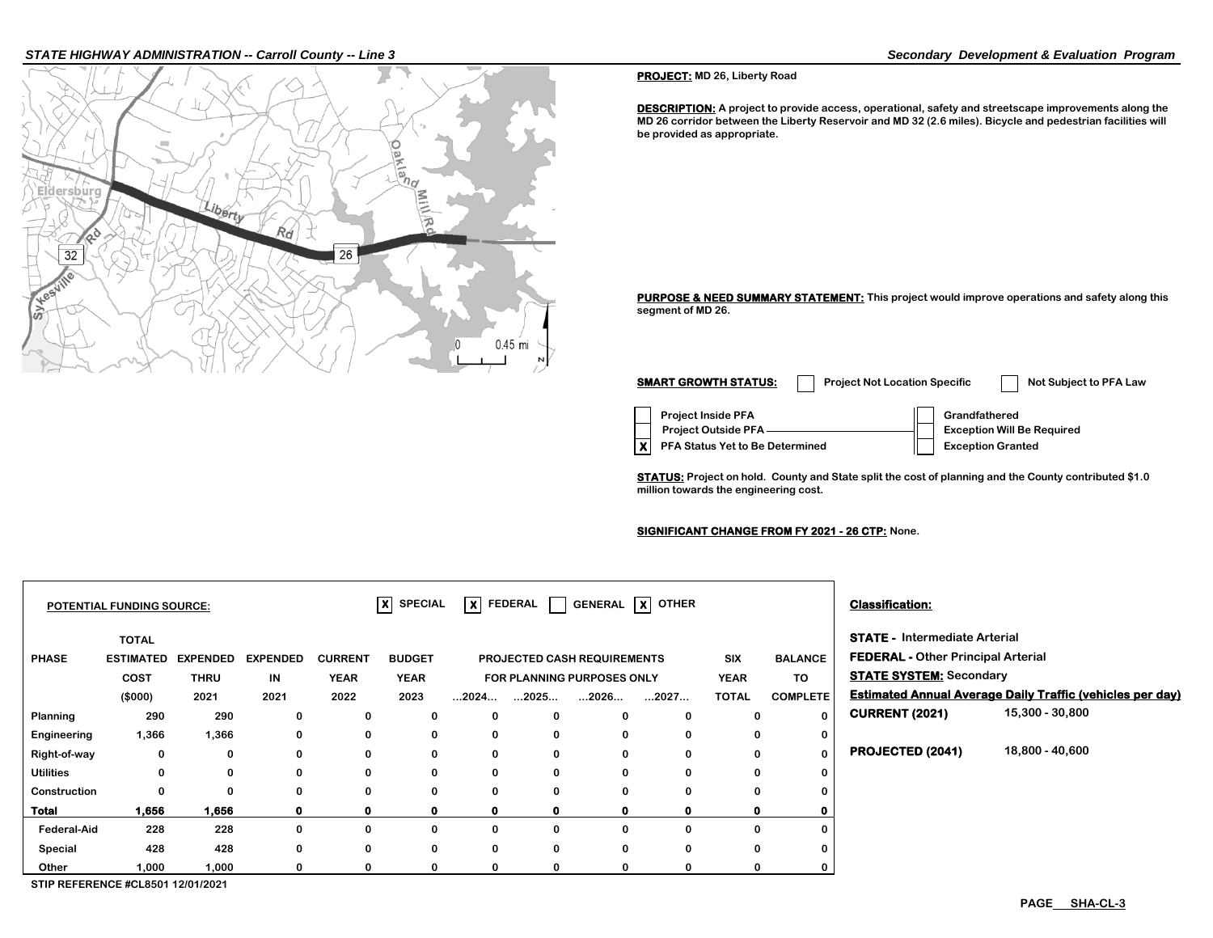**PROJECT:** MD 26, Liberty Road

**DESCRIPTION:** A project to provide access, operational, safety and streetscape improvements along the MD 26 corridor between the Liberty Reservoir and MD 32 (2.6 miles). Bicycle and pedestrian facilities will be provided as appropriate.

**PURPOSE & NEED SUMMARY STATEMENT:** This project would improve operations and safety along this segment of MD 26.

**SMART GROWTH STATUS:** [ ] Project Not Location Specific [ ] Not Subject to PFA Law

- [ ] Project Inside PFA
- [ ] Project Outside PFA
- [X] PFA Status Yet to Be Determined

- [ ] Grandfathered
- [ ] Exception Will Be Required
- [ ] Exception Granted

**STATUS:** Project on hold. County and State split the cost of planning and the County contributed $1.0 million towards the engineering cost.

**SIGNIFICANT CHANGE FROM FY 2021 - 26 CTP:** None.

**POTENTIAL FUNDING SOURCE:** [X] SPECIAL [X] FEDERAL [ ] GENERAL [X] OTHER

| PHASE | TOTAL ESTIMATED COST ($000) | EXPENDED THRU 2021 | EXPENDED IN 2021 | CURRENT YEAR 2022 | BUDGET YEAR 2023 | PROJECTED CASH REQUIREMENTS FOR PLANNING PURPOSES ONLY ...2024... | ...2025... | ...2026... | ...2027... | SIX YEAR TOTAL | BALANCE TO COMPLETE |
|---|---|---|---|---|---|---|---|---|---|---|---|
| Planning | 290 | 290 | 0 | 0 | 0 | 0 | 0 | 0 | 0 | 0 | 0 |
| Engineering | 1,366 | 1,366 | 0 | 0 | 0 | 0 | 0 | 0 | 0 | 0 | 0 |
| Right-of-way | 0 | 0 | 0 | 0 | 0 | 0 | 0 | 0 | 0 | 0 | 0 |
| Utilities | 0 | 0 | 0 | 0 | 0 | 0 | 0 | 0 | 0 | 0 | 0 |
| Construction | 0 | 0 | 0 | 0 | 0 | 0 | 0 | 0 | 0 | 0 | 0 |
| **Total** | **1,656** | **1,656** | **0** | **0** | **0** | **0** | **0** | **0** | **0** | **0** | **0** |
| Federal-Aid | 228 | 228 | 0 | 0 | 0 | 0 | 0 | 0 | 0 | 0 | 0 |
| Special | 428 | 428 | 0 | 0 | 0 | 0 | 0 | 0 | 0 | 0 | 0 |
| Other | 1,000 | 1,000 | 0 | 0 | 0 | 0 | 0 | 0 | 0 | 0 | 0 |

STIP REFERENCE #CL8501 12/01/2021

**Classification:**

**STATE -** Intermediate Arterial
**FEDERAL -** Other Principal Arterial
**STATE SYSTEM:** Secondary

**Estimated Annual Average Daily Traffic (vehicles per day)**

| | |
|---|---|
| **CURRENT (2021)** | 15,300 - 30,800 |
| **PROJECTED (2041)** | 18,800 - 40,600 |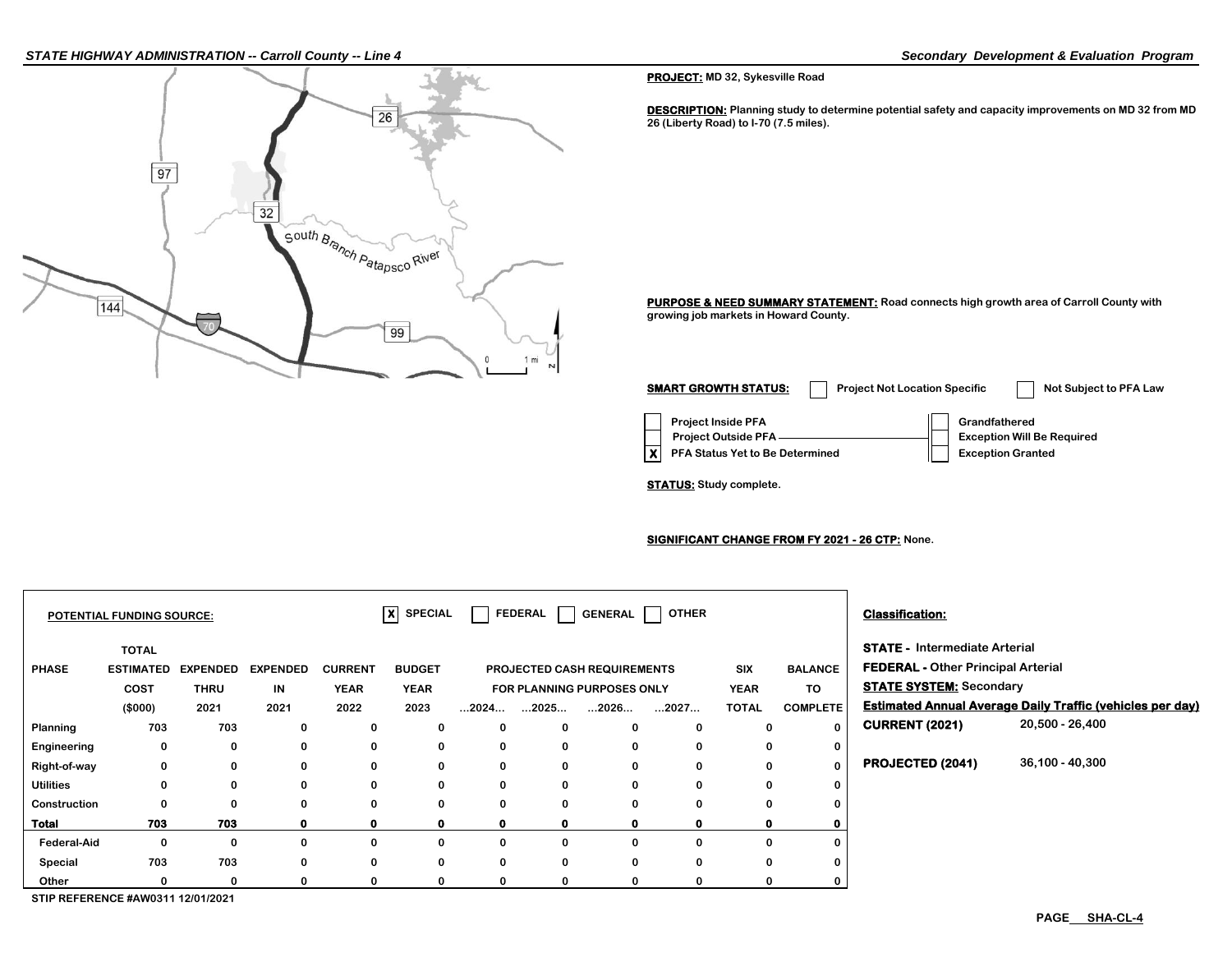**PROJECT:** MD 32, Sykesville Road

**DESCRIPTION:** Planning study to determine potential safety and capacity improvements on MD 32 from MD 26 (Liberty Road) to I-70 (7.5 miles).

**PURPOSE & NEED SUMMARY STATEMENT:** Road connects high growth area of Carroll County with growing job markets in Howard County.

**SMART GROWTH STATUS:**

- [ ] Project Not Location Specific
- [ ] Not Subject to PFA Law
- [ ] Project Inside PFA
- [ ] Project Outside PFA
- [X] PFA Status Yet to Be Determined
- [ ] Grandfathered
- [ ] Exception Will Be Required
- [ ] Exception Granted

**STATUS:** Study complete.

**SIGNIFICANT CHANGE FROM FY 2021 - 26 CTP:** None.

**POTENTIAL FUNDING SOURCE:** [X] SPECIAL [ ] FEDERAL [ ] GENERAL [ ] OTHER

| PHASE | TOTAL ESTIMATED COST ($000) | EXPENDED THRU 2021 | EXPENDED IN 2021 | CURRENT YEAR 2022 | BUDGET YEAR 2023 | PROJECTED CASH REQUIREMENTS FOR PLANNING PURPOSES ONLY ...2024... | ...2025... | ...2026... | ...2027... | SIX YEAR TOTAL | BALANCE TO COMPLETE |
|---|---|---|---|---|---|---|---|---|---|---|---|
| Planning | 703 | 703 | 0 | 0 | 0 | 0 | 0 | 0 | 0 | 0 | 0 |
| Engineering | 0 | 0 | 0 | 0 | 0 | 0 | 0 | 0 | 0 | 0 | 0 |
| Right-of-way | 0 | 0 | 0 | 0 | 0 | 0 | 0 | 0 | 0 | 0 | 0 |
| Utilities | 0 | 0 | 0 | 0 | 0 | 0 | 0 | 0 | 0 | 0 | 0 |
| Construction | 0 | 0 | 0 | 0 | 0 | 0 | 0 | 0 | 0 | 0 | 0 |
| **Total** | **703** | **703** | **0** | **0** | **0** | **0** | **0** | **0** | **0** | **0** | **0** |
| Federal-Aid | 0 | 0 | 0 | 0 | 0 | 0 | 0 | 0 | 0 | 0 | 0 |
| Special | 703 | 703 | 0 | 0 | 0 | 0 | 0 | 0 | 0 | 0 | 0 |
| Other | 0 | 0 | 0 | 0 | 0 | 0 | 0 | 0 | 0 | 0 | 0 |

STIP REFERENCE #AW0311 12/01/2021

**Classification:**

**STATE -** Intermediate Arterial
**FEDERAL -** Other Principal Arterial
**STATE SYSTEM:** Secondary

**Estimated Annual Average Daily Traffic (vehicles per day)**

| | |
|---|---|
| **CURRENT (2021)** | 20,500 - 26,400 |
| **PROJECTED (2041)** | 36,100 - 40,300 |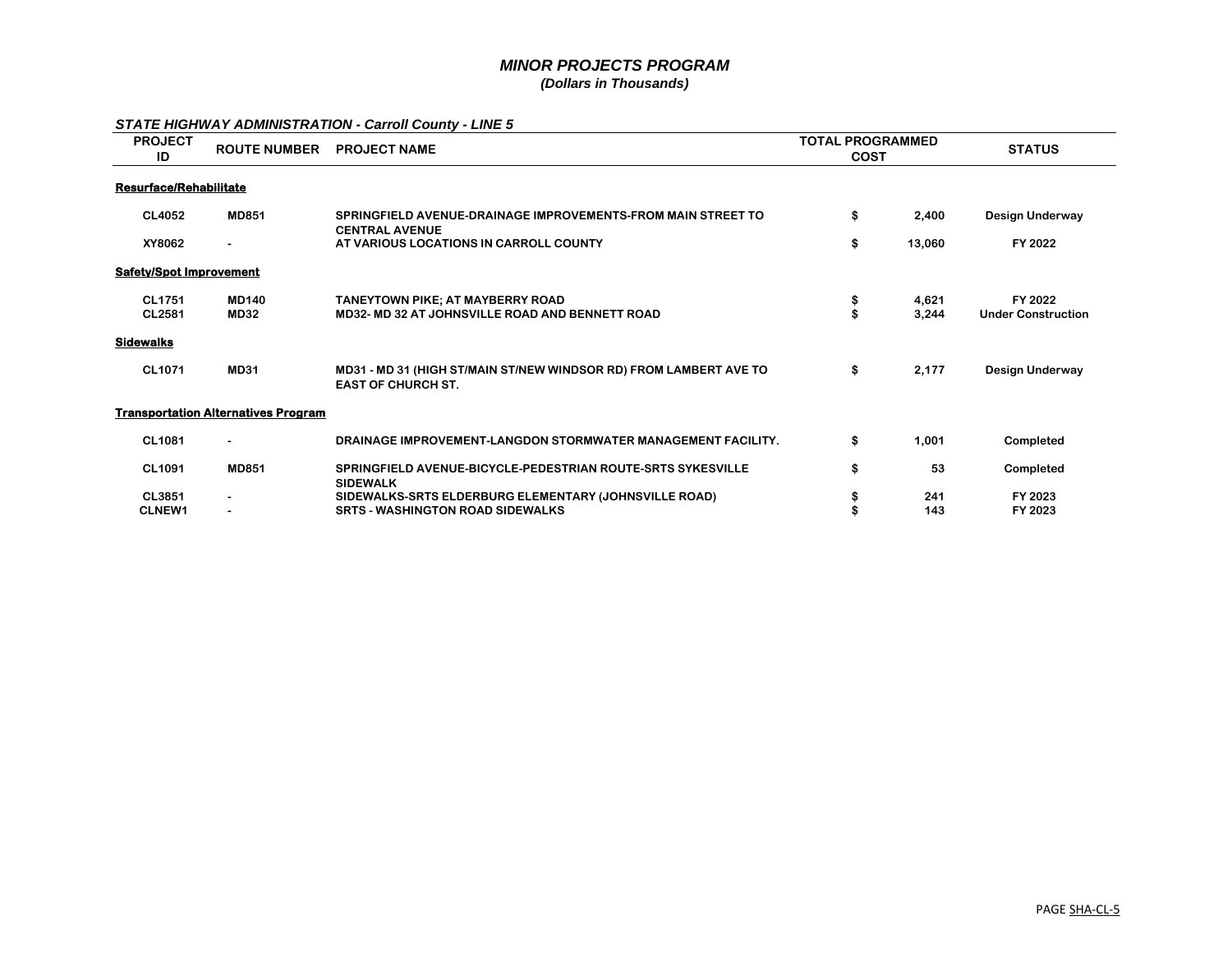# *MINOR PROJECTS PROGRAM*

***(Dollars in Thousands)***

***STATE HIGHWAY ADMINISTRATION - Carroll County - LINE 5***

| PROJECT ID | ROUTE NUMBER | PROJECT NAME | TOTAL PROGRAMMED COST | | STATUS |
|---|---|---|---|---|---|
| **Resurface/Rehabilitate** | | | | | |
| CL4052 | MD851 | SPRINGFIELD AVENUE-DRAINAGE IMPROVEMENTS-FROM MAIN STREET TO CENTRAL AVENUE | $ | 2,400 | Design Underway |
| XY8062 | - | AT VARIOUS LOCATIONS IN CARROLL COUNTY | $ | 13,060 | FY 2022 |
| **Safety/Spot Improvement** | | | | | |
| CL1751 | MD140 | TANEYTOWN PIKE; AT MAYBERRY ROAD | $ | 4,621 | FY 2022 |
| CL2581 | MD32 | MD32- MD 32 AT JOHNSVILLE ROAD AND BENNETT ROAD | $ | 3,244 | Under Construction |
| **Sidewalks** | | | | | |
| CL1071 | MD31 | MD31 - MD 31 (HIGH ST/MAIN ST/NEW WINDSOR RD) FROM LAMBERT AVE TO EAST OF CHURCH ST. | $ | 2,177 | Design Underway |
| **Transportation Alternatives Program** | | | | | |
| CL1081 | - | DRAINAGE IMPROVEMENT-LANGDON STORMWATER MANAGEMENT FACILITY. | $ | 1,001 | Completed |
| CL1091 | MD851 | SPRINGFIELD AVENUE-BICYCLE-PEDESTRIAN ROUTE-SRTS SYKESVILLE SIDEWALK | $ | 53 | Completed |
| CL3851 | - | SIDEWALKS-SRTS ELDERBURG ELEMENTARY (JOHNSVILLE ROAD) | $ | 241 | FY 2023 |
| CLNEW1 | - | SRTS - WASHINGTON ROAD SIDEWALKS | $ | 143 | FY 2023 |